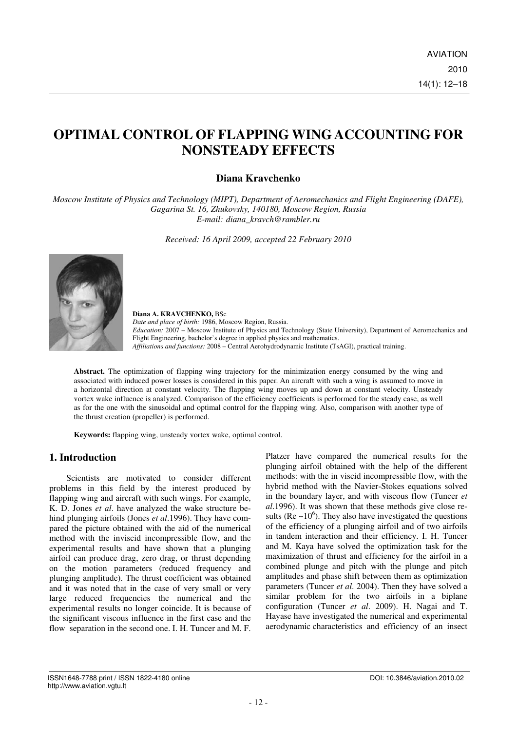# OPTIMAL CONTROL OF FLAPPING WING ACCOUNTING FOR NONSTEADY EFFECTS

**Diana Kravchenko**

*Moscow Institute of Physics and Technology (MIPT), Department of Aeromechanics and Flight Engineering (DAFE), Gagarina St. 16, Zhukovsky, 140180, Moscow Region, Russia*
*E-mail: diana_kravch@rambler.ru*

*Received: 16 April 2009, accepted 22 February 2010*

**Diana A. KRAVCHENKO,** BSc
*Date and place of birth:* 1986, Moscow Region, Russia.
*Education:* 2007 – Moscow Institute of Physics and Technology (State University), Department of Aeromechanics and Flight Engineering, bachelor's degree in applied physics and mathematics.
*Affiliations and functions:* 2008 – Central Aerohydrodynamic Institute (TsAGI), practical training.

**Abstract.** The optimization of flapping wing trajectory for the minimization energy consumed by the wing and associated with induced power losses is considered in this paper. An aircraft with such a wing is assumed to move in a horizontal direction at constant velocity. The flapping wing moves up and down at constant velocity. Unsteady vortex wake influence is analyzed. Comparison of the efficiency coefficients is performed for the steady case, as well as for the one with the sinusoidal and optimal control for the flapping wing. Also, comparison with another type of the thrust creation (propeller) is performed.

**Keywords:** flapping wing, unsteady vortex wake, optimal control.

## 1. Introduction

Scientists are motivated to consider different problems in this field by the interest produced by flapping wing and aircraft with such wings. For example, K. D. Jones *et al*. have analyzed the wake structure behind plunging airfoils (Jones *et al*.1996). They have compared the picture obtained with the aid of the numerical method with the inviscid incompressible flow, and the experimental results and have shown that a plunging airfoil can produce drag, zero drag, or thrust depending on the motion parameters (reduced frequency and plunging amplitude). The thrust coefficient was obtained and it was noted that in the case of very small or very large reduced frequencies the numerical and the experimental results no longer coincide. It is because of the significant viscous influence in the first case and the flow separation in the second one. I. H. Tuncer and M. F. Platzer have compared the numerical results for the plunging airfoil obtained with the help of the different methods: with the in viscid incompressible flow, with the hybrid method with the Navier-Stokes equations solved in the boundary layer, and with viscous flow (Tuncer *et al*.1996). It was shown that these methods give close results (Re ~$10^6$). They also have investigated the questions of the efficiency of a plunging airfoil and of two airfoils in tandem interaction and their efficiency. I. H. Tuncer and M. Kaya have solved the optimization task for the maximization of thrust and efficiency for the airfoil in a combined plunge and pitch with the plunge and pitch amplitudes and phase shift between them as optimization parameters (Tuncer *et al*. 2004). Then they have solved a similar problem for the two airfoils in a biplane configuration (Tuncer *et al*. 2009). H. Nagai and T. Hayase have investigated the numerical and experimental aerodynamic characteristics and efficiency of an insect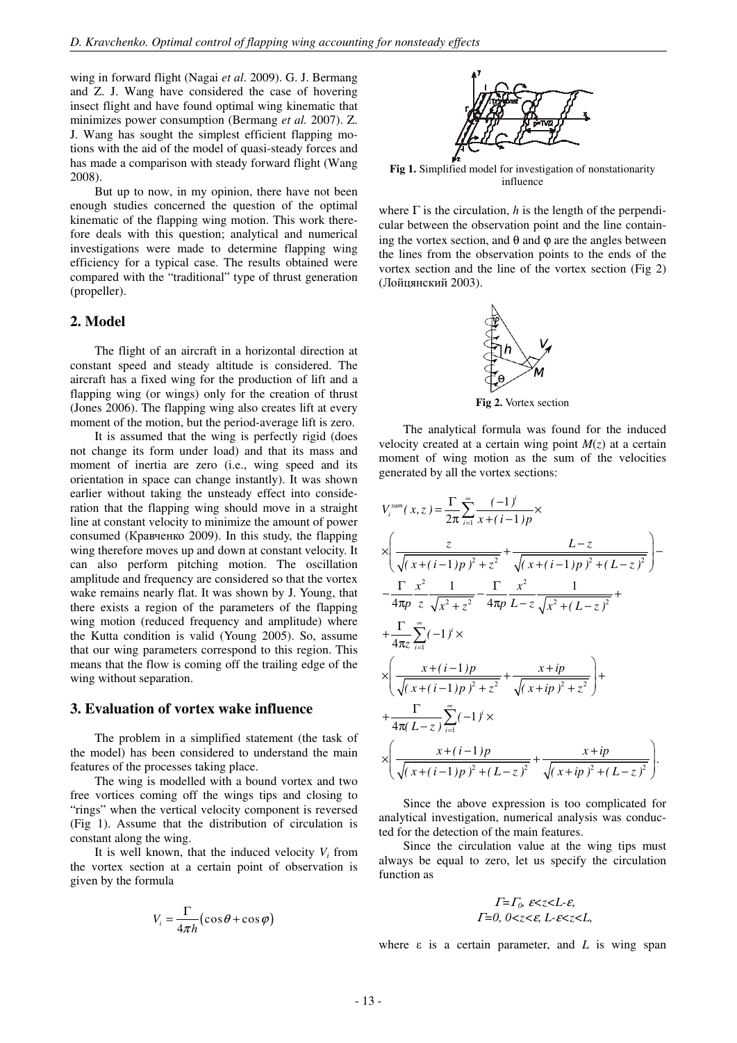wing in forward flight (Nagai *et al*. 2009). G. J. Bermang and Z. J. Wang have considered the case of hovering insect flight and have found optimal wing kinematic that minimizes power consumption (Bermang *et al.* 2007). Z. J. Wang has sought the simplest efficient flapping motions with the aid of the model of quasi-steady forces and has made a comparison with steady forward flight (Wang 2008).

But up to now, in my opinion, there have not been enough studies concerned the question of the optimal kinematic of the flapping wing motion. This work therefore deals with this question; analytical and numerical investigations were made to determine flapping wing efficiency for a typical case. The results obtained were compared with the "traditional" type of thrust generation (propeller).

## 2. Model

The flight of an aircraft in a horizontal direction at constant speed and steady altitude is considered. The aircraft has a fixed wing for the production of lift and a flapping wing (or wings) only for the creation of thrust (Jones 2006). The flapping wing also creates lift at every moment of the motion, but the period-average lift is zero.

It is assumed that the wing is perfectly rigid (does not change its form under load) and that its mass and moment of inertia are zero (i.e., wing speed and its orientation in space can change instantly). It was shown earlier without taking the unsteady effect into consideration that the flapping wing should move in a straight line at constant velocity to minimize the amount of power consumed (Кравченко 2009). In this study, the flapping wing therefore moves up and down at constant velocity. It can also perform pitching motion. The oscillation amplitude and frequency are considered so that the vortex wake remains nearly flat. It was shown by J. Young, that there exists a region of the parameters of the flapping wing motion (reduced frequency and amplitude) where the Kutta condition is valid (Young 2005). So, assume that our wing parameters correspond to this region. This means that the flow is coming off the trailing edge of the wing without separation.

## 3. Evaluation of vortex wake influence

The problem in a simplified statement (the task of the model) has been considered to understand the main features of the processes taking place.

The wing is modelled with a bound vortex and two free vortices coming off the wings tips and closing to "rings" when the vertical velocity component is reversed (Fig 1). Assume that the distribution of circulation is constant along the wing.

It is well known, that the induced velocity $V_i$ from the vortex section at a certain point of observation is given by the formula

$$V_i = \frac{\Gamma}{4\pi h}\left(\cos\theta + \cos\varphi\right)$$

**Fig 1.** Simplified model for investigation of nonstationarity influence

where $\Gamma$ is the circulation, $h$ is the length of the perpendicular between the observation point and the line containing the vortex section, and $\theta$ and $\varphi$ are the angles between the lines from the observation points to the ends of the vortex section and the line of the vortex section (Fig 2) (Лойцянский 2003).

**Fig 2.** Vortex section

The analytical formula was found for the induced velocity created at a certain wing point $M(z)$ at a certain moment of wing motion as the sum of the velocities generated by all the vortex sections:

$$
\begin{aligned}
V_i^{sum}(x,z) &= \frac{\Gamma}{2\pi}\sum_{i=1}^{\infty}\frac{(-1)^i}{x+(i-1)p}\times \\
&\times\left(\frac{z}{\sqrt{(x+(i-1)p)^2+z^2}}+\frac{L-z}{\sqrt{(x+(i-1)p)^2+(L-z)^2}}\right)- \\
&-\frac{\Gamma}{4\pi p}\frac{x^2}{z}\frac{1}{\sqrt{x^2+z^2}}-\frac{\Gamma}{4\pi p}\frac{x^2}{L-z}\frac{1}{\sqrt{x^2+(L-z)^2}}+ \\
&+\frac{\Gamma}{4\pi z}\sum_{i=1}^{\infty}(-1)^i\times \\
&\times\left(\frac{x+(i-1)p}{\sqrt{(x+(i-1)p)^2+z^2}}+\frac{x+ip}{\sqrt{(x+ip)^2+z^2}}\right)+ \\
&+\frac{\Gamma}{4\pi(L-z)}\sum_{i=1}^{\infty}(-1)^i\times \\
&\times\left(\frac{x+(i-1)p}{\sqrt{(x+(i-1)p)^2+(L-z)^2}}+\frac{x+ip}{\sqrt{(x+ip)^2+(L-z)^2}}\right).
\end{aligned}
$$

Since the above expression is too complicated for analytical investigation, numerical analysis was conducted for the detection of the main features.

Since the circulation value at the wing tips must always be equal to zero, let us specify the circulation function as

$$\Gamma = \Gamma_0,\ \varepsilon < z < L-\varepsilon,$$
$$\Gamma = 0,\ 0 < z < \varepsilon,\ L-\varepsilon < z < L,$$

where $\varepsilon$ is a certain parameter, and $L$ is wing span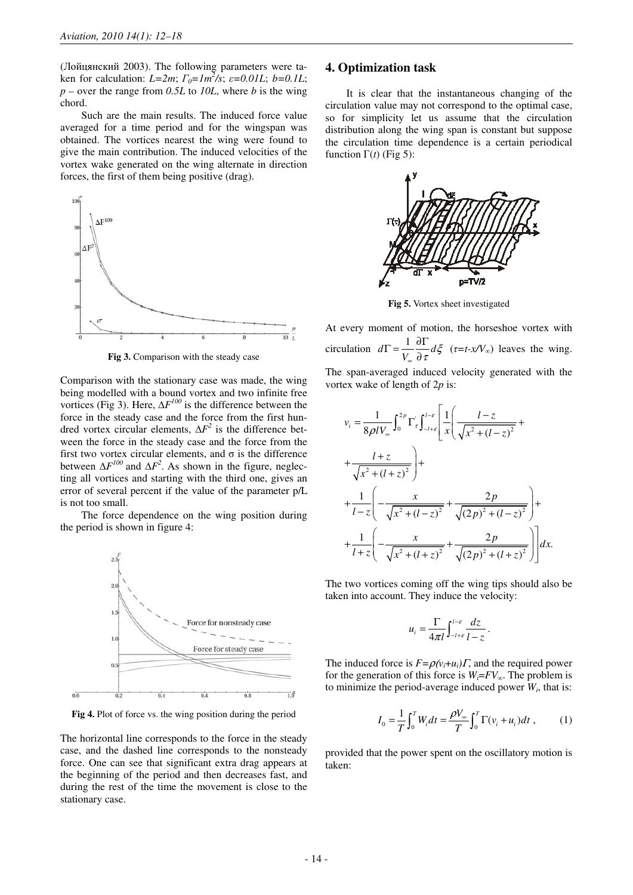(Лойцянский 2003). The following parameters were taken for calculation: $L=2m$; $\Gamma_0=1m^2/s$; $\varepsilon=0.01L$; $b=0.1L$; $p$ – over the range from $0.5L$ to $10L$, where $b$ is the wing chord.

Such are the main results. The induced force value averaged for a time period and for the wingspan was obtained. The vortices nearest the wing were found to give the main contribution. The induced velocities of the vortex wake generated on the wing alternate in direction forces, the first of them being positive (drag).

**Fig 3.** Comparison with the steady case

Comparison with the stationary case was made, the wing being modelled with a bound vortex and two infinite free vortices (Fig 3). Here, $\Delta F^{100}$ is the difference between the force in the steady case and the force from the first hundred vortex circular elements, $\Delta F^2$ is the difference between the force in the steady case and the force from the first two vortex circular elements, and $\sigma$ is the difference between $\Delta F^{100}$ and $\Delta F^2$. As shown in the figure, neglecting all vortices and starting with the third one, gives an error of several percent if the value of the parameter p/L is not too small.

The force dependence on the wing position during the period is shown in figure 4:

**Fig 4.** Plot of force vs. the wing position during the period

The horizontal line corresponds to the force in the steady case, and the dashed line corresponds to the nonsteady force. One can see that significant extra drag appears at the beginning of the period and then decreases fast, and during the rest of the time the movement is close to the stationary case.

## 4. Optimization task

It is clear that the instantaneous changing of the circulation value may not correspond to the optimal case, so for simplicity let us assume that the circulation distribution along the wing span is constant but suppose the circulation time dependence is a certain periodical function $\Gamma(t)$ (Fig 5):

**Fig 5.** Vortex sheet investigated

At every moment of motion, the horseshoe vortex with circulation $d\Gamma = \frac{1}{V_\infty}\frac{\partial \Gamma}{\partial \tau}d\xi$ ($\tau=t-x/V_\infty$) leaves the wing. The span-averaged induced velocity generated with the vortex wake of length of $2p$ is:

$$v_i = \frac{1}{8\rho l V_\infty}\int_0^{2p}\Gamma'_\tau \int_{-l+\varepsilon}^{l-\varepsilon}\left[\frac{1}{x}\left(\frac{l-z}{\sqrt{x^2+(l-z)^2}} + \frac{l+z}{\sqrt{x^2+(l+z)^2}}\right) + \frac{1}{l-z}\left(-\frac{x}{\sqrt{x^2+(l-z)^2}} + \frac{2p}{\sqrt{(2p)^2+(l-z)^2}}\right) + \frac{1}{l+z}\left(-\frac{x}{\sqrt{x^2+(l+z)^2}} + \frac{2p}{\sqrt{(2p)^2+(l+z)^2}}\right)\right]dx.$$

The two vortices coming off the wing tips should also be taken into account. They induce the velocity:

$$u_i = \frac{\Gamma}{4\pi l}\int_{-l+\varepsilon}^{l-\varepsilon}\frac{dz}{l-z}.$$

The induced force is $F=\rho(v_i+u_i)\Gamma$, and the required power for the generation of this force is $W_i=FV_\infty$. The problem is to minimize the period-average induced power $W_i$, that is:

$$I_0 = \frac{1}{T}\int_0^T W_i dt = \frac{\rho V_\infty}{T}\int_0^T \Gamma(v_i+u_i)dt\,, \qquad (1)$$

provided that the power spent on the oscillatory motion is taken: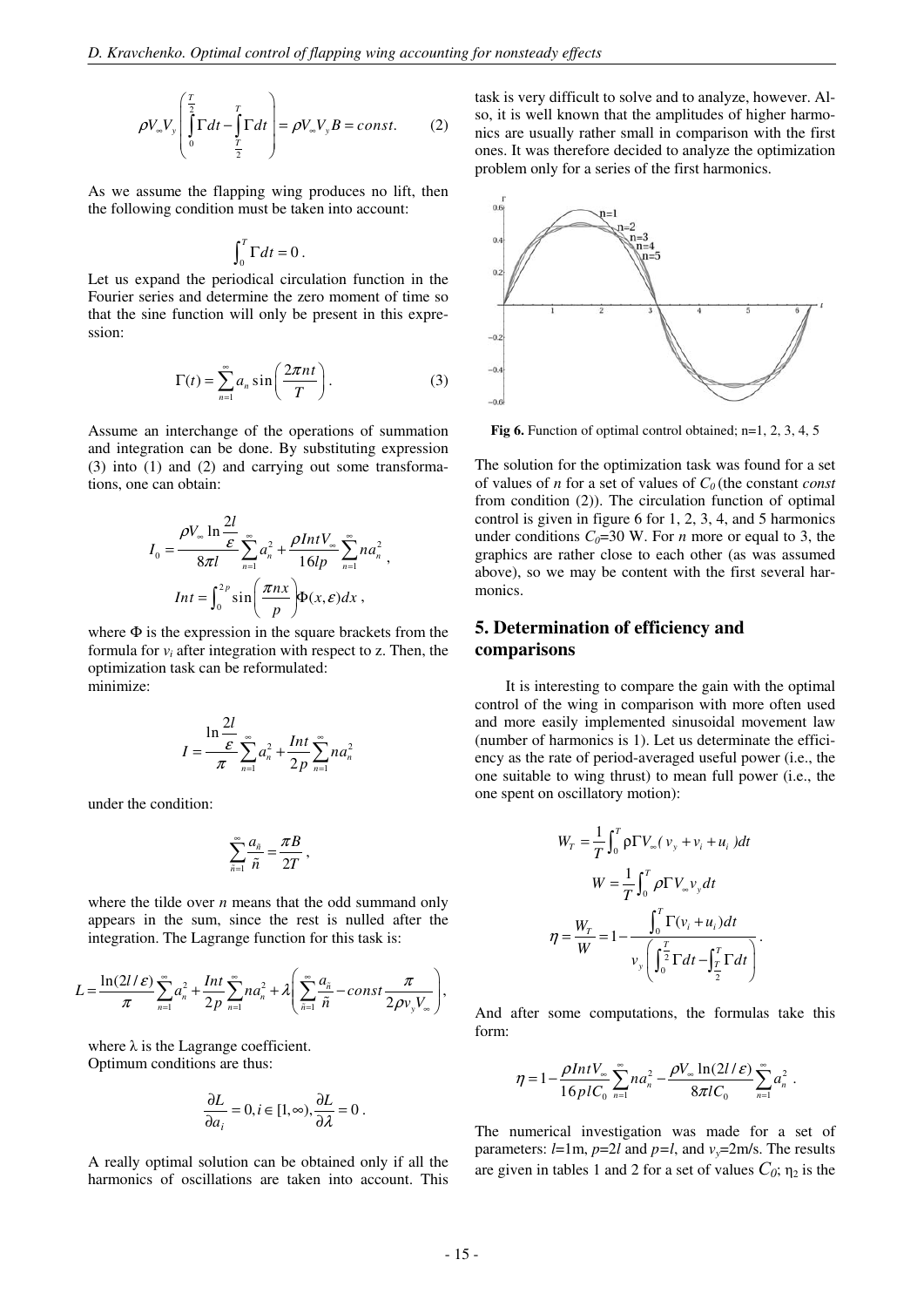$$\rho V_\infty V_y \left( \int_0^{\frac{T}{2}} \Gamma dt - \int_{\frac{T}{2}}^{T} \Gamma dt \right) = \rho V_\infty V_y B = const. \qquad (2)$$

As we assume the flapping wing produces no lift, then the following condition must be taken into account:

$$\int_0^T \Gamma dt = 0 .$$

Let us expand the periodical circulation function in the Fourier series and determine the zero moment of time so that the sine function will only be present in this expression:

$$\Gamma(t) = \sum_{n=1}^{\infty} a_n \sin\left(\frac{2\pi n t}{T}\right). \qquad (3)$$

Assume an interchange of the operations of summation and integration can be done. By substituting expression (3) into (1) and (2) and carrying out some transformations, one can obtain:

$$I_0 = \frac{\rho V_\infty \ln\frac{2l}{\varepsilon}}{8\pi l}\sum_{n=1}^{\infty} a_n^2 + \frac{\rho Int V_\infty}{16 l p}\sum_{n=1}^{\infty} n a_n^2 ,$$

$$Int = \int_0^{2p} \sin\left(\frac{\pi n x}{p}\right)\Phi(x,\varepsilon)dx ,$$

where $\Phi$ is the expression in the square brackets from the formula for $v_i$ after integration with respect to z. Then, the optimization task can be reformulated:

minimize:

$$I = \frac{\ln\frac{2l}{\varepsilon}}{\pi}\sum_{n=1}^{\infty} a_n^2 + \frac{Int}{2p}\sum_{n=1}^{\infty} n a_n^2$$

under the condition:

$$\sum_{\tilde{n}=1}^{\infty} \frac{a_{\tilde{n}}}{\tilde{n}} = \frac{\pi B}{2T} ,$$

where the tilde over *n* means that the odd summand only appears in the sum, since the rest is nulled after the integration. The Lagrange function for this task is:

$$L = \frac{\ln(2l/\varepsilon)}{\pi}\sum_{n=1}^{\infty} a_n^2 + \frac{Int}{2p}\sum_{n=1}^{\infty} n a_n^2 + \lambda\left(\sum_{\tilde{n}=1}^{\infty}\frac{a_{\tilde{n}}}{\tilde{n}} - const\frac{\pi}{2\rho v_y V_\infty}\right),$$

where $\lambda$ is the Lagrange coefficient.

Optimum conditions are thus:

$$\frac{\partial L}{\partial a_i} = 0, i \in [1,\infty), \frac{\partial L}{\partial \lambda} = 0 .$$

A really optimal solution can be obtained only if all the harmonics of oscillations are taken into account. This task is very difficult to solve and to analyze, however. Also, it is well known that the amplitudes of higher harmonics are usually rather small in comparison with the first ones. It was therefore decided to analyze the optimization problem only for a series of the first harmonics.

**Fig 6.** Function of optimal control obtained; n=1, 2, 3, 4, 5

The solution for the optimization task was found for a set of values of *n* for a set of values of $C_0$ (the constant *const* from condition (2)). The circulation function of optimal control is given in figure 6 for 1, 2, 3, 4, and 5 harmonics under conditions $C_0$=30 W. For *n* more or equal to 3, the graphics are rather close to each other (as was assumed above), so we may be content with the first several harmonics.

## 5. Determination of efficiency and comparisons

It is interesting to compare the gain with the optimal control of the wing in comparison with more often used and more easily implemented sinusoidal movement law (number of harmonics is 1). Let us determinate the efficiency as the rate of period-averaged useful power (i.e., the one suitable to wing thrust) to mean full power (i.e., the one spent on oscillatory motion):

$$W_T = \frac{1}{T}\int_0^T \rho \Gamma V_\infty (v_y + v_i + u_i) dt$$

$$W = \frac{1}{T}\int_0^T \rho \Gamma V_\infty v_y dt$$

$$\eta = \frac{W_T}{W} = 1 - \frac{\int_0^T \Gamma(v_i + u_i)dt}{v_y\left(\int_0^{\frac{T}{2}}\Gamma dt - \int_{\frac{T}{2}}^{T}\Gamma dt\right)} .$$

And after some computations, the formulas take this form:

$$\eta = 1 - \frac{\rho Int V_\infty}{16 p l C_0}\sum_{n=1}^{\infty} n a_n^2 - \frac{\rho V_\infty \ln(2l/\varepsilon)}{8\pi l C_0}\sum_{n=1}^{\infty} a_n^2 .$$

The numerical investigation was made for a set of parameters: $l$=1m, $p$=2$l$ and $p$=$l$, and $v_y$=2m/s. The results are given in tables 1 and 2 for a set of values $C_0$; $\eta_2$ is the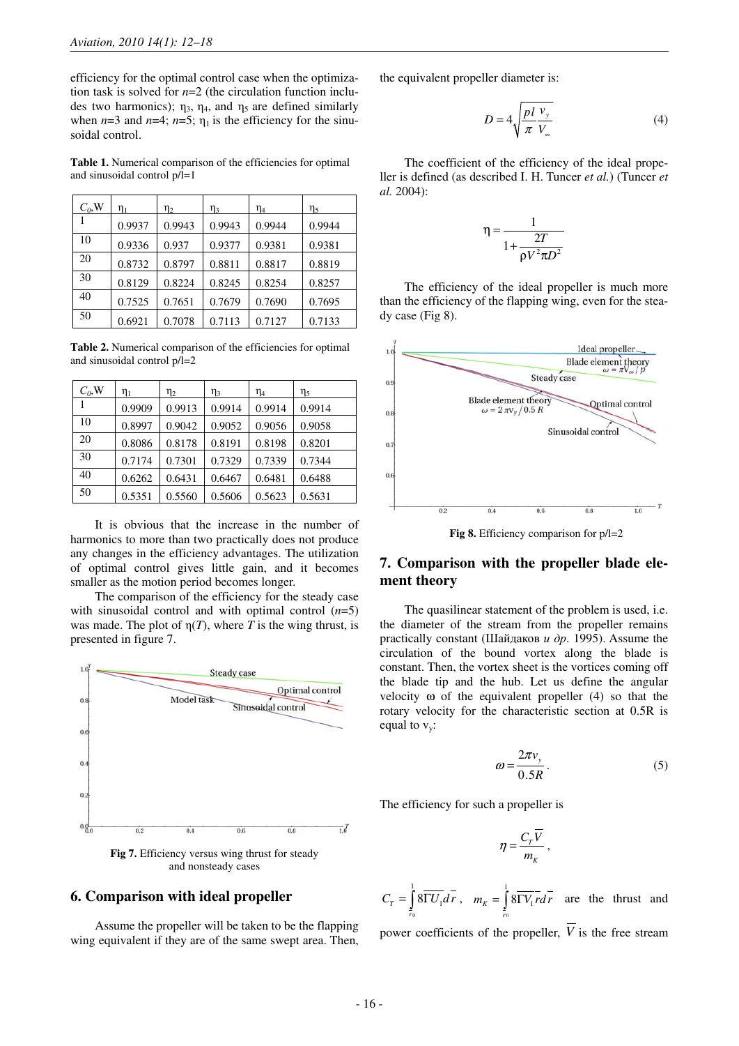efficiency for the optimal control case when the optimization task is solved for $n$=2 (the circulation function includes two harmonics); $\eta_3$, $\eta_4$, and $\eta_5$ are defined similarly when $n$=3 and $n$=4; $n$=5; $\eta_1$ is the efficiency for the sinusoidal control.

**Table 1.** Numerical comparison of the efficiencies for optimal and sinusoidal control p/l=1

| $C_0$,W | $\eta_1$ | $\eta_2$ | $\eta_3$ | $\eta_4$ | $\eta_5$ |
|---|---|---|---|---|---|
| 1 | 0.9937 | 0.9943 | 0.9943 | 0.9944 | 0.9944 |
| 10 | 0.9336 | 0.937 | 0.9377 | 0.9381 | 0.9381 |
| 20 | 0.8732 | 0.8797 | 0.8811 | 0.8817 | 0.8819 |
| 30 | 0.8129 | 0.8224 | 0.8245 | 0.8254 | 0.8257 |
| 40 | 0.7525 | 0.7651 | 0.7679 | 0.7690 | 0.7695 |
| 50 | 0.6921 | 0.7078 | 0.7113 | 0.7127 | 0.7133 |

**Table 2.** Numerical comparison of the efficiencies for optimal and sinusoidal control p/l=2

| $C_0$,W | $\eta_1$ | $\eta_2$ | $\eta_3$ | $\eta_4$ | $\eta_5$ |
|---|---|---|---|---|---|
| 1 | 0.9909 | 0.9913 | 0.9914 | 0.9914 | 0.9914 |
| 10 | 0.8997 | 0.9042 | 0.9052 | 0.9056 | 0.9058 |
| 20 | 0.8086 | 0.8178 | 0.8191 | 0.8198 | 0.8201 |
| 30 | 0.7174 | 0.7301 | 0.7329 | 0.7339 | 0.7344 |
| 40 | 0.6262 | 0.6431 | 0.6467 | 0.6481 | 0.6488 |
| 50 | 0.5351 | 0.5560 | 0.5606 | 0.5623 | 0.5631 |

It is obvious that the increase in the number of harmonics to more than two practically does not produce any changes in the efficiency advantages. The utilization of optimal control gives little gain, and it becomes smaller as the motion period becomes longer.

The comparison of the efficiency for the steady case with sinusoidal control and with optimal control ($n$=5) was made. The plot of $\eta(T)$, where $T$ is the wing thrust, is presented in figure 7.

**Fig 7.** Efficiency versus wing thrust for steady and nonsteady cases

## 6. Comparison with ideal propeller

Assume the propeller will be taken to be the flapping wing equivalent if they are of the same swept area. Then, the equivalent propeller diameter is:

$$D = 4\sqrt{\frac{pl}{\pi}\frac{v_y}{V_\infty}} \tag{4}$$

The coefficient of the efficiency of the ideal propeller is defined (as described I. H. Tuncer *et al.*) (Tuncer *et al.* 2004):

$$\eta = \frac{1}{1+\dfrac{2T}{\rho V^2 \pi D^2}}$$

The efficiency of the ideal propeller is much more than the efficiency of the flapping wing, even for the steady case (Fig 8).

**Fig 8.** Efficiency comparison for p/l=2

## 7. Comparison with the propeller blade element theory

The quasilinear statement of the problem is used, i.e. the diameter of the stream from the propeller remains practically constant (Шайдаков *и др*. 1995). Assume the circulation of the bound vortex along the blade is constant. Then, the vortex sheet is the vortices coming off the blade tip and the hub. Let us define the angular velocity $\omega$ of the equivalent propeller (4) so that the rotary velocity for the characteristic section at 0.5R is equal to $v_y$:

$$\omega = \frac{2\pi v_y}{0.5R}. \tag{5}$$

The efficiency for such a propeller is

$$\eta = \frac{C_T \overline{V}}{m_K},$$

$C_T = \int_{\bar{r}_0}^{1} 8\overline{\Gamma}\,\overline{U}_1 d\bar{r}$, $m_K = \int_{\bar{r}_0}^{1} 8\overline{\Gamma}\,\overline{V}_1 \bar{r} d\bar{r}$ are the thrust and power coefficients of the propeller, $\overline{V}$ is the free stream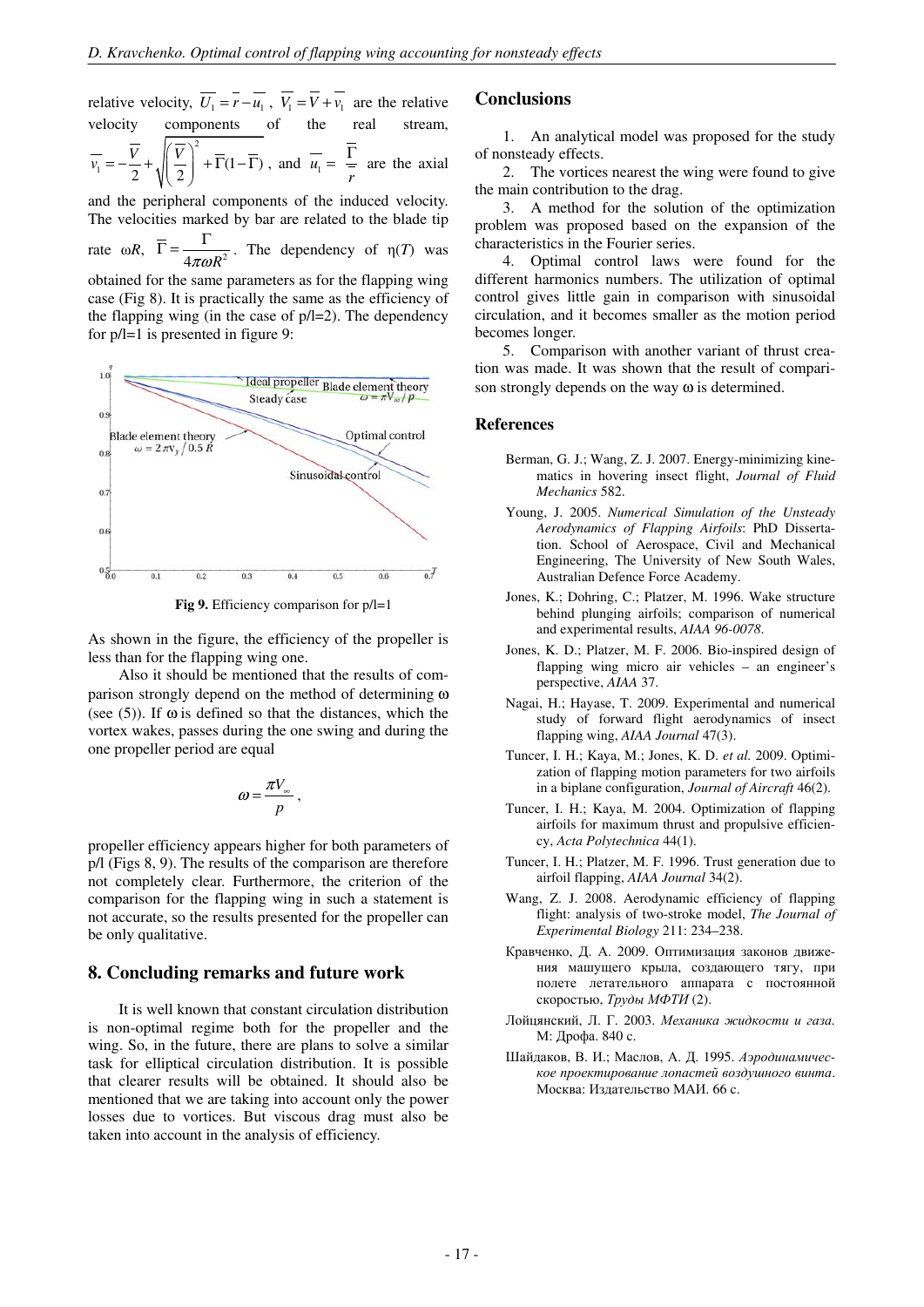relative velocity, $\overline{U_1} = \overline{r} - \overline{u_1}$, $\overline{V_1} = \overline{V} + \overline{v_1}$ are the relative velocity components of the real stream, $\overline{v_1} = -\frac{\overline{V}}{2} + \sqrt{\left(\frac{\overline{V}}{2}\right)^2 + \overline{\Gamma}(1-\overline{\Gamma})}$, and $\overline{u_1} = \frac{\overline{\Gamma}}{\overline{r}}$ are the axial and the peripheral components of the induced velocity. The velocities marked by bar are related to the blade tip rate $\omega R$, $\overline{\Gamma} = \frac{\Gamma}{4\pi\omega R^2}$. The dependency of $\eta(T)$ was obtained for the same parameters as for the flapping wing case (Fig 8). It is practically the same as the efficiency of the flapping wing (in the case of p/l=2). The dependency for p/l=1 is presented in figure 9:

**Fig 9.** Efficiency comparison for p/l=1

As shown in the figure, the efficiency of the propeller is less than for the flapping wing one.

Also it should be mentioned that the results of comparison strongly depend on the method of determining ω (see (5)). If ω is defined so that the distances, which the vortex wakes, passes during the one swing and during the one propeller period are equal

$$\omega = \frac{\pi V_\infty}{p},$$

propeller efficiency appears higher for both parameters of p/l (Figs 8, 9). The results of the comparison are therefore not completely clear. Furthermore, the criterion of the comparison for the flapping wing in such a statement is not accurate, so the results presented for the propeller can be only qualitative.

## 8. Concluding remarks and future work

It is well known that constant circulation distribution is non-optimal regime both for the propeller and the wing. So, in the future, there are plans to solve a similar task for elliptical circulation distribution. It is possible that clearer results will be obtained. It should also be mentioned that we are taking into account only the power losses due to vortices. But viscous drag must also be taken into account in the analysis of efficiency.

## Conclusions

1. An analytical model was proposed for the study of nonsteady effects.
2. The vortices nearest the wing were found to give the main contribution to the drag.
3. A method for the solution of the optimization problem was proposed based on the expansion of the characteristics in the Fourier series.
4. Optimal control laws were found for the different harmonics numbers. The utilization of optimal control gives little gain in comparison with sinusoidal circulation, and it becomes smaller as the motion period becomes longer.
5. Comparison with another variant of thrust creation was made. It was shown that the result of comparison strongly depends on the way ω is determined.

## References

Berman, G. J.; Wang, Z. J. 2007. Energy-minimizing kinematics in hovering insect flight, *Journal of Fluid Mechanics* 582.

Young, J. 2005. *Numerical Simulation of the Unsteady Aerodynamics of Flapping Airfoils*: PhD Dissertation. School of Aerospace, Civil and Mechanical Engineering, The University of New South Wales, Australian Defence Force Academy.

Jones, K.; Dohring, C.; Platzer, M. 1996. Wake structure behind plunging airfoils; comparison of numerical and experimental results, *AIAA 96-0078*.

Jones, K. D.; Platzer, M. F. 2006. Bio-inspired design of flapping wing micro air vehicles – an engineer's perspective, *AIAA* 37.

Nagai, H.; Hayase, T. 2009. Experimental and numerical study of forward flight aerodynamics of insect flapping wing, *AIAA Journal* 47(3).

Tuncer, I. H.; Kaya, M.; Jones, K. D. *et al.* 2009. Optimization of flapping motion parameters for two airfoils in a biplane configuration, *Journal of Aircraft* 46(2).

Tuncer, I. H.; Kaya, M. 2004. Optimization of flapping airfoils for maximum thrust and propulsive efficiency, *Acta Polytechnica* 44(1).

Tuncer, I. H.; Platzer, M. F. 1996. Trust generation due to airfoil flapping, *AIAA Journal* 34(2).

Wang, Z. J. 2008. Aerodynamic efficiency of flapping flight: analysis of two-stroke model, *The Journal of Experimental Biology* 211: 234–238.

Кравченко, Д. А. 2009. Оптимизация законов движения машущего крыла, создающего тягу, при полете летательного аппарата с постоянной скоростью, *Труды МФТИ* (2).

Лойцянский, Л. Г. 2003. *Механика жидкости и газа*. М: Дрофа. 840 с.

Шайдаков, В. И.; Маслов, А. Д. 1995. *Аэродинамическое проектирование лопастей воздушного винта*. Москва: Издательство МАИ. 66 с.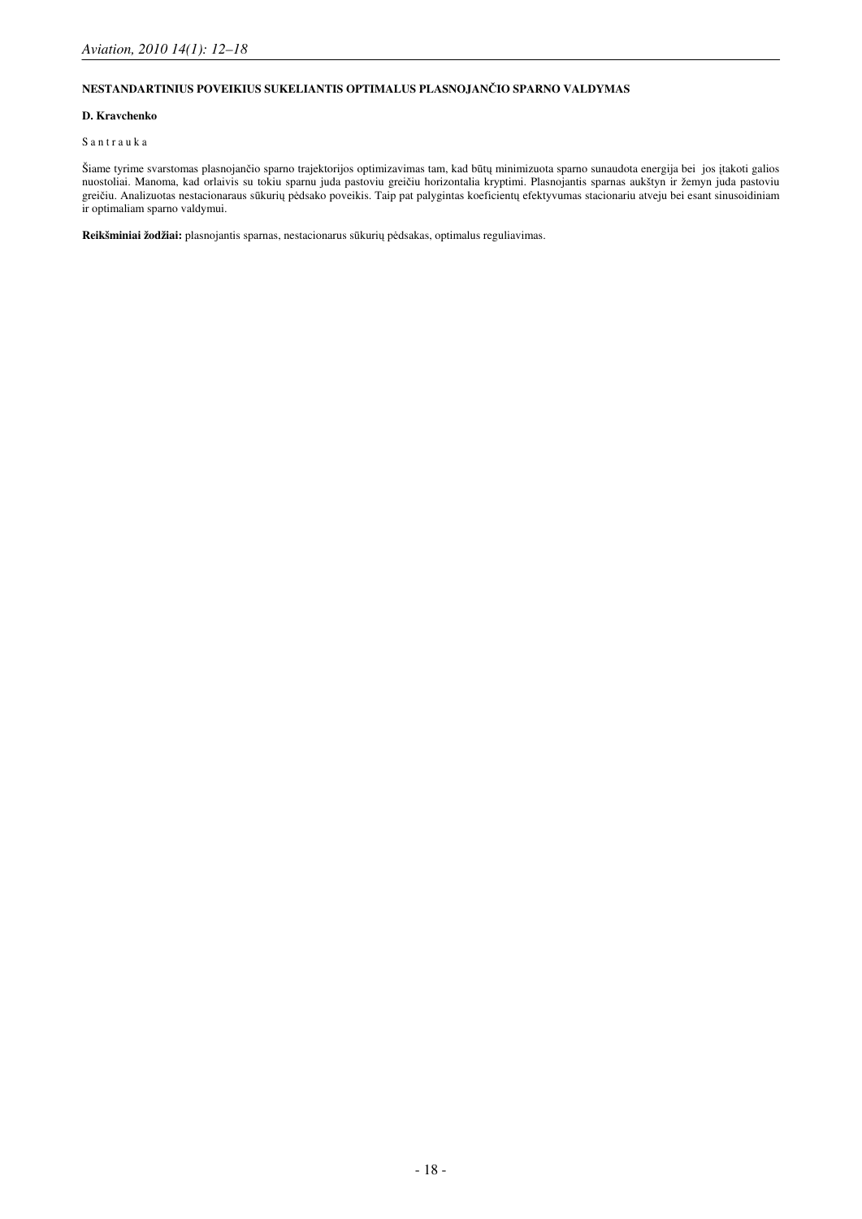**NESTANDARTINIUS POVEIKIUS SUKELIANTIS OPTIMALUS PLASNOJANČIO SPARNO VALDYMAS**

**D. Kravchenko**

S a n t r a u k a

Šiame tyrime svarstomas plasnojančio sparno trajektorijos optimizavimas tam, kad būtų minimizuota sparno sunaudota energija bei jos įtakoti galios nuostoliai. Manoma, kad orlaivis su tokiu sparnu juda pastoviu greičiu horizontalia kryptimi. Plasnojantis sparnas aukštyn ir žemyn juda pastoviu greičiu. Analizuotas nestacionaraus sūkurių pėdsako poveikis. Taip pat palygintas koeficientų efektyvumas stacionariu atveju bei esant sinusoidiniam ir optimaliam sparno valdymui.

**Reikšminiai žodžiai:** plasnojantis sparnas, nestacionarus sūkurių pėdsakas, optimalus reguliavimas.